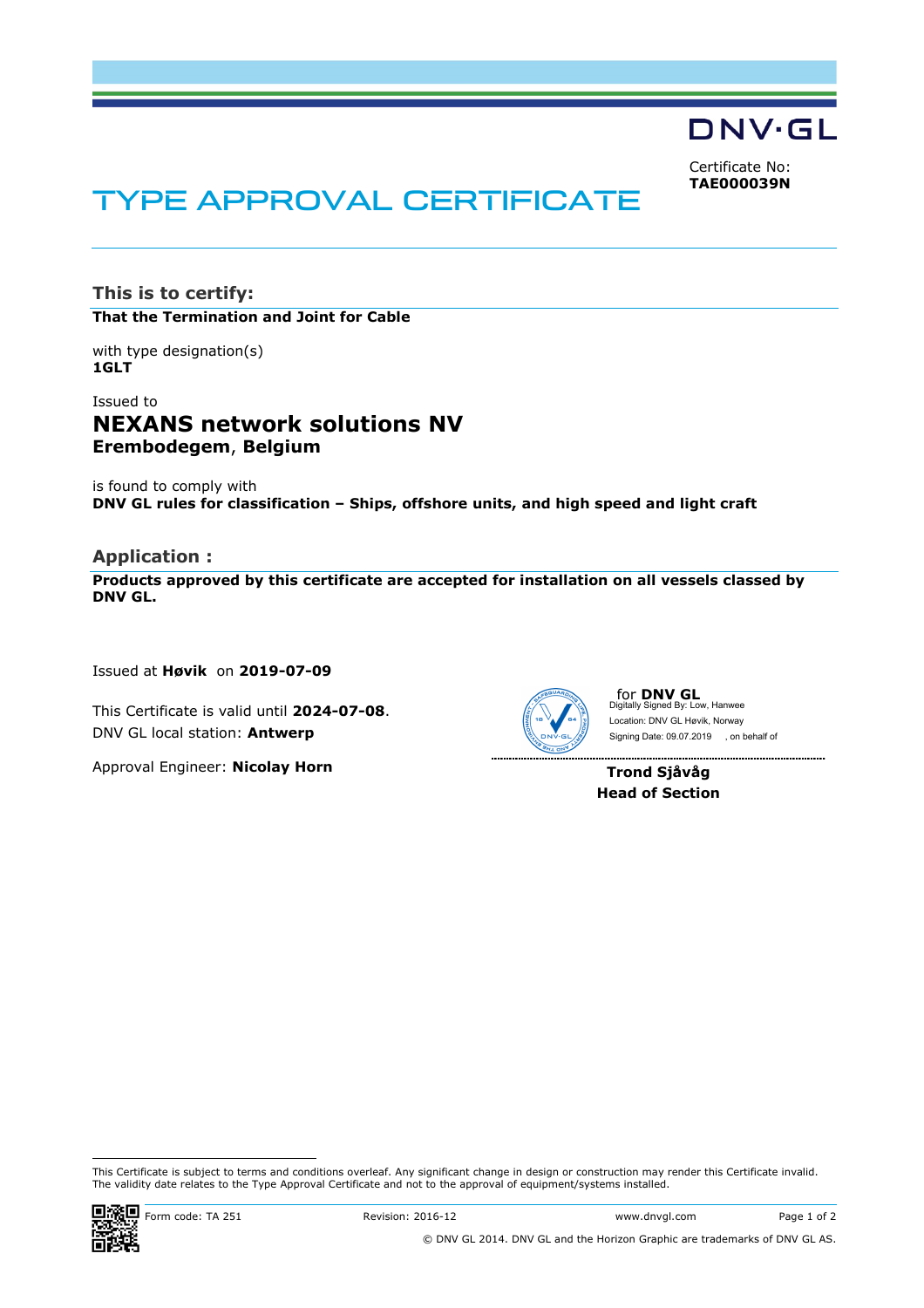DNV·GL

Certificate No:
**TAE000039N**

# TYPE APPROVAL CERTIFICATE

## This is to certify:

**That the Termination and Joint for Cable**

with type designation(s)
**1GLT**

Issued to
**NEXANS network solutions NV**
**Erembodegem, Belgium**

is found to comply with
**DNV GL rules for classification – Ships, offshore units, and high speed and light craft**

## Application :

**Products approved by this certificate are accepted for installation on all vessels classed by DNV GL.**

Issued at **Høvik** on **2019-07-09**

This Certificate is valid until **2024-07-08**.
DNV GL local station: **Antwerp**

Approval Engineer: **Nicolay Horn**

for **DNV GL**
Digitally Signed By: Low, Hanwee
Location: DNV GL Høvik, Norway
Signing Date: 09.07.2019 , on behalf of

**Trond Sjåvåg**
**Head of Section**

This Certificate is subject to terms and conditions overleaf. Any significant change in design or construction may render this Certificate invalid. The validity date relates to the Type Approval Certificate and not to the approval of equipment/systems installed.

Form code: TA 251 Revision: 2016-12 www.dnvgl.com

© DNV GL 2014. DNV GL and the Horizon Graphic are trademarks of DNV GL AS.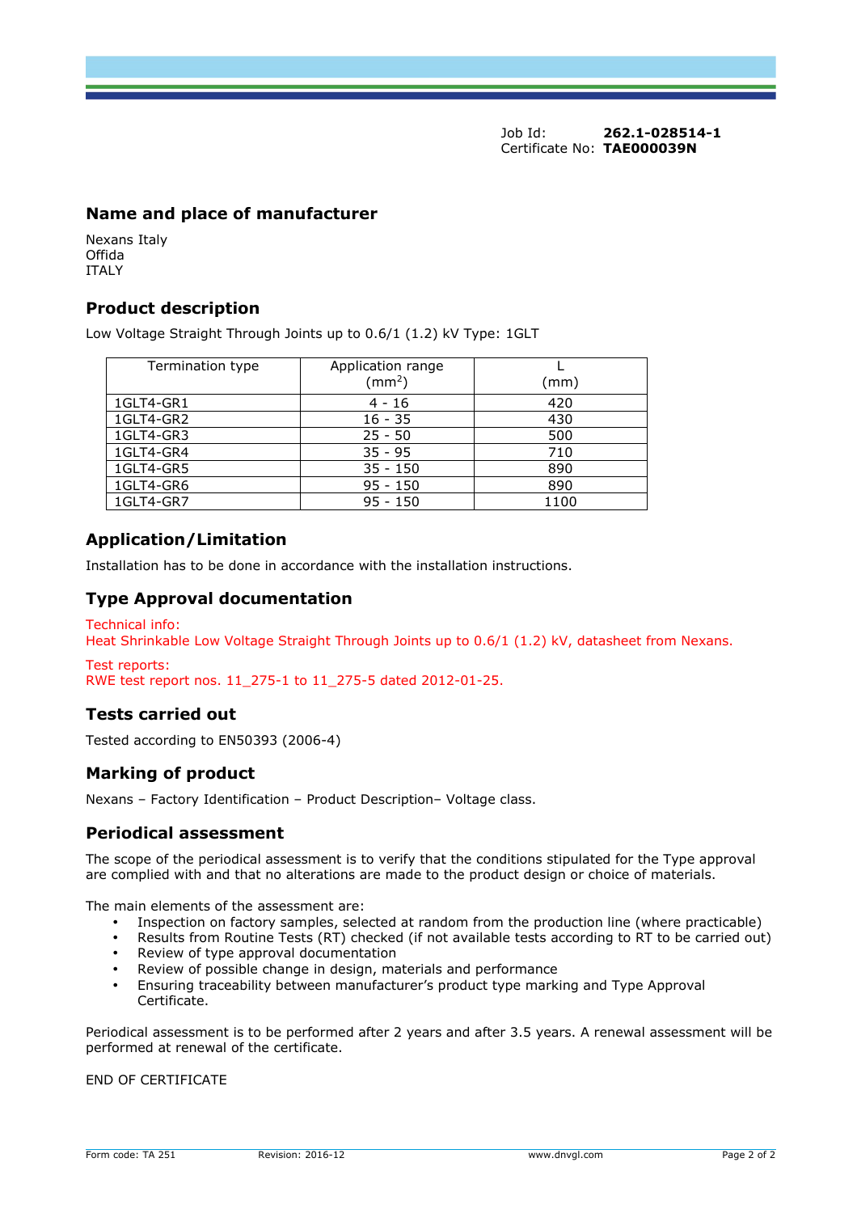Job Id: **262.1-028514-1**
Certificate No: **TAE000039N**

## Name and place of manufacturer

Nexans Italy
Offida
ITALY

## Product description

Low Voltage Straight Through Joints up to 0.6/1 (1.2) kV Type: 1GLT

| Termination type | Application range ($mm^2$) | L (mm) |
|---|---|---|
| 1GLT4-GR1 | 4 - 16 | 420 |
| 1GLT4-GR2 | 16 - 35 | 430 |
| 1GLT4-GR3 | 25 - 50 | 500 |
| 1GLT4-GR4 | 35 - 95 | 710 |
| 1GLT4-GR5 | 35 - 150 | 890 |
| 1GLT4-GR6 | 95 - 150 | 890 |
| 1GLT4-GR7 | 95 - 150 | 1100 |

## Application/Limitation

Installation has to be done in accordance with the installation instructions.

## Type Approval documentation

Technical info:
Heat Shrinkable Low Voltage Straight Through Joints up to 0.6/1 (1.2) kV, datasheet from Nexans.

Test reports:
RWE test report nos. 11_275-1 to 11_275-5 dated 2012-01-25.

## Tests carried out

Tested according to EN50393 (2006-4)

## Marking of product

Nexans – Factory Identification – Product Description– Voltage class.

## Periodical assessment

The scope of the periodical assessment is to verify that the conditions stipulated for the Type approval are complied with and that no alterations are made to the product design or choice of materials.

The main elements of the assessment are:

- Inspection on factory samples, selected at random from the production line (where practicable)
- Results from Routine Tests (RT) checked (if not available tests according to RT to be carried out)
- Review of type approval documentation
- Review of possible change in design, materials and performance
- Ensuring traceability between manufacturer's product type marking and Type Approval Certificate.

Periodical assessment is to be performed after 2 years and after 3.5 years. A renewal assessment will be performed at renewal of the certificate.

END OF CERTIFICATE

Form code: TA 251 Revision: 2016-12 www.dnvgl.com